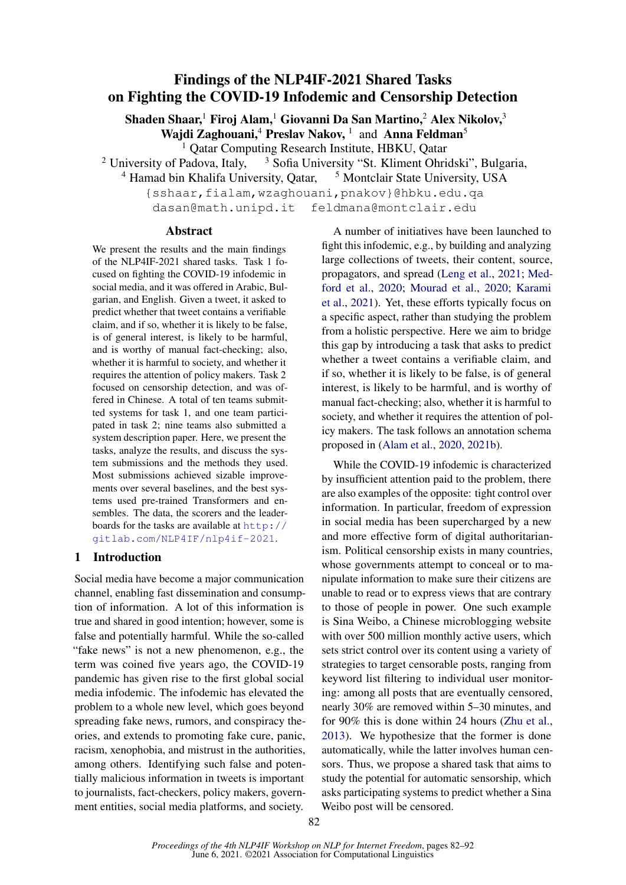# Findings of the NLP4IF-2021 Shared Tasks on Fighting the COVID-19 Infodemic and Censorship Detection

**Shaden Shaar,**[1] **Firoj Alam,**[1] **Giovanni Da San Martino,**[2] **Alex Nikolov,**[3] **Wajdi Zaghouani,**[4] **Preslav Nakov,**[1] and **Anna Feldman**[5]

[1] Qatar Computing Research Institute, HBKU, Qatar
[2] University of Padova, Italy, [3] Sofia University "St. Kliment Ohridski", Bulgaria,
[4] Hamad bin Khalifa University, Qatar, [5] Montclair State University, USA

{sshaar,fialam,wzaghouani,pnakov}@hbku.edu.qa
dasan@math.unipd.it feldmana@montclair.edu

## Abstract

We present the results and the main findings of the NLP4IF-2021 shared tasks. Task 1 focused on fighting the COVID-19 infodemic in social media, and it was offered in Arabic, Bulgarian, and English. Given a tweet, it asked to predict whether that tweet contains a verifiable claim, and if so, whether it is likely to be false, is of general interest, is likely to be harmful, and is worthy of manual fact-checking; also, whether it is harmful to society, and whether it requires the attention of policy makers. Task 2 focused on censorship detection, and was offered in Chinese. A total of ten teams submitted systems for task 1, and one team participated in task 2; nine teams also submitted a system description paper. Here, we present the tasks, analyze the results, and discuss the system submissions and the methods they used. Most submissions achieved sizable improvements over several baselines, and the best systems used pre-trained Transformers and ensembles. The data, the scorers and the leaderboards for the tasks are available at http://gitlab.com/NLP4IF/nlp4if-2021.

## 1 Introduction

Social media have become a major communication channel, enabling fast dissemination and consumption of information. A lot of this information is true and shared in good intention; however, some is false and potentially harmful. While the so-called "fake news" is not a new phenomenon, e.g., the term was coined five years ago, the COVID-19 pandemic has given rise to the first global social media infodemic. The infodemic has elevated the problem to a whole new level, which goes beyond spreading fake news, rumors, and conspiracy theories, and extends to promoting fake cure, panic, racism, xenophobia, and mistrust in the authorities, among others. Identifying such false and potentially malicious information in tweets is important to journalists, fact-checkers, policy makers, government entities, social media platforms, and society.

A number of initiatives have been launched to fight this infodemic, e.g., by building and analyzing large collections of tweets, their content, source, propagators, and spread (Leng et al., 2021; Medford et al., 2020; Mourad et al., 2020; Karami et al., 2021). Yet, these efforts typically focus on a specific aspect, rather than studying the problem from a holistic perspective. Here we aim to bridge this gap by introducing a task that asks to predict whether a tweet contains a verifiable claim, and if so, whether it is likely to be false, is of general interest, is likely to be harmful, and is worthy of manual fact-checking; also, whether it is harmful to society, and whether it requires the attention of policy makers. The task follows an annotation schema proposed in (Alam et al., 2020, 2021b).

While the COVID-19 infodemic is characterized by insufficient attention paid to the problem, there are also examples of the opposite: tight control over information. In particular, freedom of expression in social media has been supercharged by a new and more effective form of digital authoritarianism. Political censorship exists in many countries, whose governments attempt to conceal or to manipulate information to make sure their citizens are unable to read or to express views that are contrary to those of people in power. One such example is Sina Weibo, a Chinese microblogging website with over 500 million monthly active users, which sets strict control over its content using a variety of strategies to target censorable posts, ranging from keyword list filtering to individual user monitoring: among all posts that are eventually censored, nearly 30% are removed within 5–30 minutes, and for 90% this is done within 24 hours (Zhu et al., 2013). We hypothesize that the former is done automatically, while the latter involves human censors. Thus, we propose a shared task that aims to study the potential for automatic sensorship, which asks participating systems to predict whether a Sina Weibo post will be censored.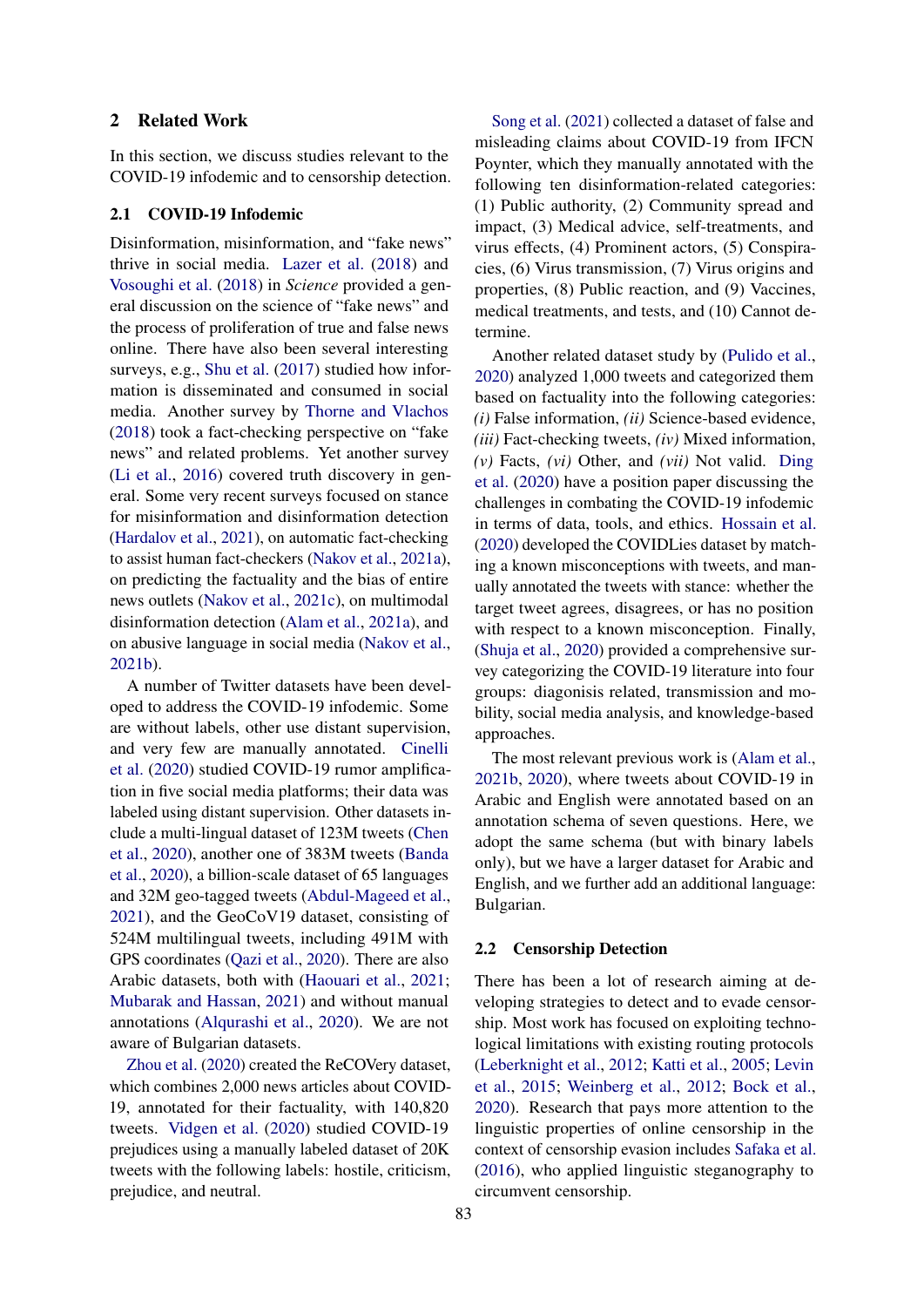## 2 Related Work

In this section, we discuss studies relevant to the COVID-19 infodemic and to censorship detection.

### 2.1 COVID-19 Infodemic

Disinformation, misinformation, and "fake news" thrive in social media. Lazer et al. (2018) and Vosoughi et al. (2018) in *Science* provided a general discussion on the science of "fake news" and the process of proliferation of true and false news online. There have also been several interesting surveys, e.g., Shu et al. (2017) studied how information is disseminated and consumed in social media. Another survey by Thorne and Vlachos (2018) took a fact-checking perspective on "fake news" and related problems. Yet another survey (Li et al., 2016) covered truth discovery in general. Some very recent surveys focused on stance for misinformation and disinformation detection (Hardalov et al., 2021), on automatic fact-checking to assist human fact-checkers (Nakov et al., 2021a), on predicting the factuality and the bias of entire news outlets (Nakov et al., 2021c), on multimodal disinformation detection (Alam et al., 2021a), and on abusive language in social media (Nakov et al., 2021b).

A number of Twitter datasets have been developed to address the COVID-19 infodemic. Some are without labels, other use distant supervision, and very few are manually annotated. Cinelli et al. (2020) studied COVID-19 rumor amplification in five social media platforms; their data was labeled using distant supervision. Other datasets include a multi-lingual dataset of 123M tweets (Chen et al., 2020), another one of 383M tweets (Banda et al., 2020), a billion-scale dataset of 65 languages and 32M geo-tagged tweets (Abdul-Mageed et al., 2021), and the GeoCoV19 dataset, consisting of 524M multilingual tweets, including 491M with GPS coordinates (Qazi et al., 2020). There are also Arabic datasets, both with (Haouari et al., 2021; Mubarak and Hassan, 2021) and without manual annotations (Alqurashi et al., 2020). We are not aware of Bulgarian datasets.

Zhou et al. (2020) created the ReCOVery dataset, which combines 2,000 news articles about COVID-19, annotated for their factuality, with 140,820 tweets. Vidgen et al. (2020) studied COVID-19 prejudices using a manually labeled dataset of 20K tweets with the following labels: hostile, criticism, prejudice, and neutral.

Song et al. (2021) collected a dataset of false and misleading claims about COVID-19 from IFCN Poynter, which they manually annotated with the following ten disinformation-related categories: (1) Public authority, (2) Community spread and impact, (3) Medical advice, self-treatments, and virus effects, (4) Prominent actors, (5) Conspiracies, (6) Virus transmission, (7) Virus origins and properties, (8) Public reaction, and (9) Vaccines, medical treatments, and tests, and (10) Cannot determine.

Another related dataset study by (Pulido et al., 2020) analyzed 1,000 tweets and categorized them based on factuality into the following categories: *(i)* False information, *(ii)* Science-based evidence, *(iii)* Fact-checking tweets, *(iv)* Mixed information, *(v)* Facts, *(vi)* Other, and *(vii)* Not valid. Ding et al. (2020) have a position paper discussing the challenges in combating the COVID-19 infodemic in terms of data, tools, and ethics. Hossain et al. (2020) developed the COVIDLies dataset by matching a known misconceptions with tweets, and manually annotated the tweets with stance: whether the target tweet agrees, disagrees, or has no position with respect to a known misconception. Finally, (Shuja et al., 2020) provided a comprehensive survey categorizing the COVID-19 literature into four groups: diagonisis related, transmission and mobility, social media analysis, and knowledge-based approaches.

The most relevant previous work is (Alam et al., 2021b, 2020), where tweets about COVID-19 in Arabic and English were annotated based on an annotation schema of seven questions. Here, we adopt the same schema (but with binary labels only), but we have a larger dataset for Arabic and English, and we further add an additional language: Bulgarian.

### 2.2 Censorship Detection

There has been a lot of research aiming at developing strategies to detect and to evade censorship. Most work has focused on exploiting technological limitations with existing routing protocols (Leberknight et al., 2012; Katti et al., 2005; Levin et al., 2015; Weinberg et al., 2012; Bock et al., 2020). Research that pays more attention to the linguistic properties of online censorship in the context of censorship evasion includes Safaka et al. (2016), who applied linguistic steganography to circumvent censorship.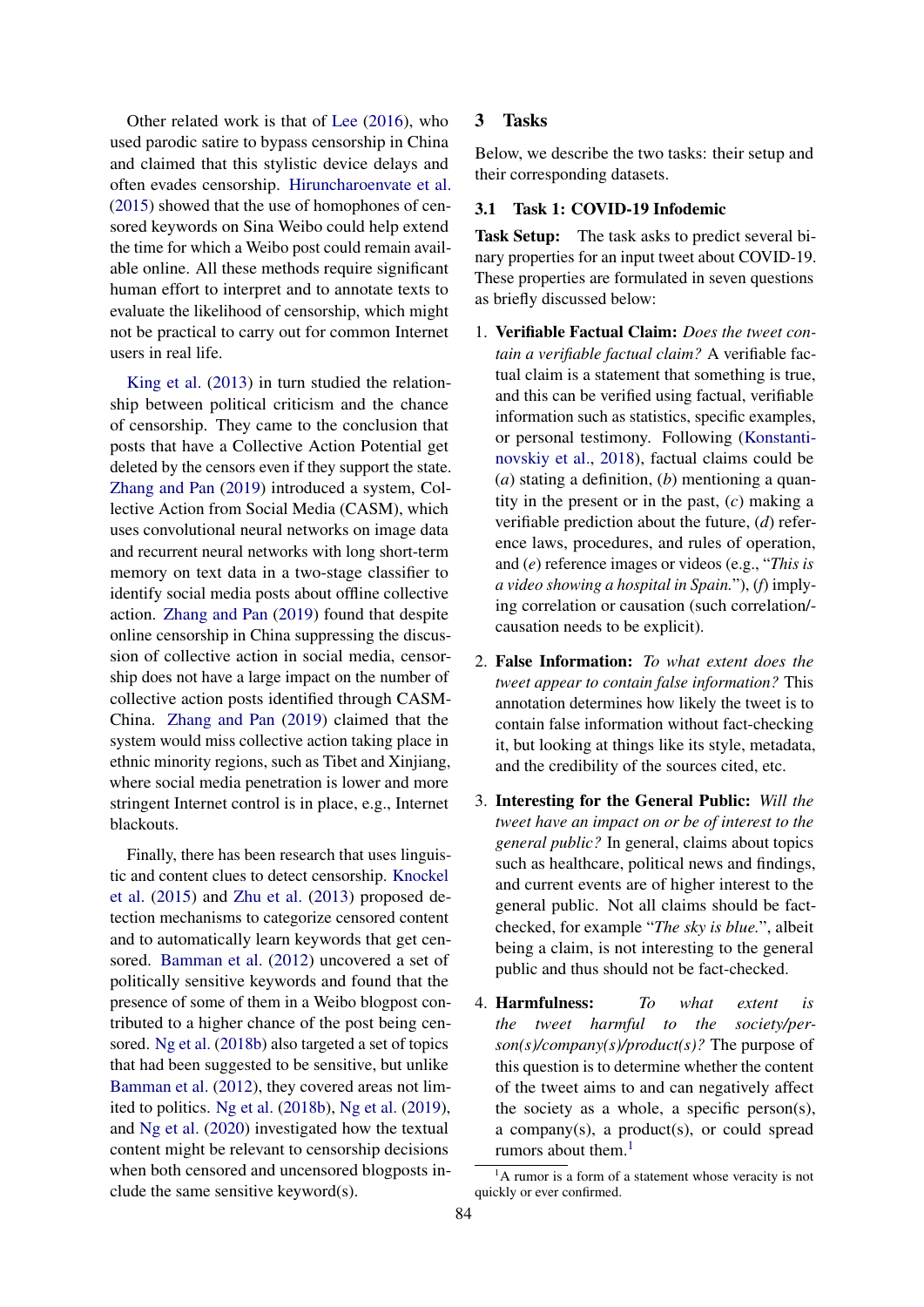Other related work is that of Lee (2016), who used parodic satire to bypass censorship in China and claimed that this stylistic device delays and often evades censorship. Hiruncharoenvate et al. (2015) showed that the use of homophones of censored keywords on Sina Weibo could help extend the time for which a Weibo post could remain available online. All these methods require significant human effort to interpret and to annotate texts to evaluate the likelihood of censorship, which might not be practical to carry out for common Internet users in real life.

King et al. (2013) in turn studied the relationship between political criticism and the chance of censorship. They came to the conclusion that posts that have a Collective Action Potential get deleted by the censors even if they support the state. Zhang and Pan (2019) introduced a system, Collective Action from Social Media (CASM), which uses convolutional neural networks on image data and recurrent neural networks with long short-term memory on text data in a two-stage classifier to identify social media posts about offline collective action. Zhang and Pan (2019) found that despite online censorship in China suppressing the discussion of collective action in social media, censorship does not have a large impact on the number of collective action posts identified through CASM-China. Zhang and Pan (2019) claimed that the system would miss collective action taking place in ethnic minority regions, such as Tibet and Xinjiang, where social media penetration is lower and more stringent Internet control is in place, e.g., Internet blackouts.

Finally, there has been research that uses linguistic and content clues to detect censorship. Knockel et al. (2015) and Zhu et al. (2013) proposed detection mechanisms to categorize censored content and to automatically learn keywords that get censored. Bamman et al. (2012) uncovered a set of politically sensitive keywords and found that the presence of some of them in a Weibo blogpost contributed to a higher chance of the post being censored. Ng et al. (2018b) also targeted a set of topics that had been suggested to be sensitive, but unlike Bamman et al. (2012), they covered areas not limited to politics. Ng et al. (2018b), Ng et al. (2019), and Ng et al. (2020) investigated how the textual content might be relevant to censorship decisions when both censored and uncensored blogposts include the same sensitive keyword(s).

## 3 Tasks

Below, we describe the two tasks: their setup and their corresponding datasets.

### 3.1 Task 1: COVID-19 Infodemic

**Task Setup:** The task asks to predict several binary properties for an input tweet about COVID-19. These properties are formulated in seven questions as briefly discussed below:

1. **Verifiable Factual Claim:** *Does the tweet contain a verifiable factual claim?* A verifiable factual claim is a statement that something is true, and this can be verified using factual, verifiable information such as statistics, specific examples, or personal testimony. Following (Konstantinovskiy et al., 2018), factual claims could be (*a*) stating a definition, (*b*) mentioning a quantity in the present or in the past, (*c*) making a verifiable prediction about the future, (*d*) reference laws, procedures, and rules of operation, and (*e*) reference images or videos (e.g., "*This is a video showing a hospital in Spain.*"), (*f*) implying correlation or causation (such correlation/causation needs to be explicit).

2. **False Information:** *To what extent does the tweet appear to contain false information?* This annotation determines how likely the tweet is to contain false information without fact-checking it, but looking at things like its style, metadata, and the credibility of the sources cited, etc.

3. **Interesting for the General Public:** *Will the tweet have an impact on or be of interest to the general public?* In general, claims about topics such as healthcare, political news and findings, and current events are of higher interest to the general public. Not all claims should be fact-checked, for example "*The sky is blue.*", albeit being a claim, is not interesting to the general public and thus should not be fact-checked.

4. **Harmfulness:** *To what extent is the tweet harmful to the society/person(s)/company(s)/product(s)?* The purpose of this question is to determine whether the content of the tweet aims to and can negatively affect the society as a whole, a specific person(s), a company(s), a product(s), or could spread rumors about them.[1]

[1] A rumor is a form of a statement whose veracity is not quickly or ever confirmed.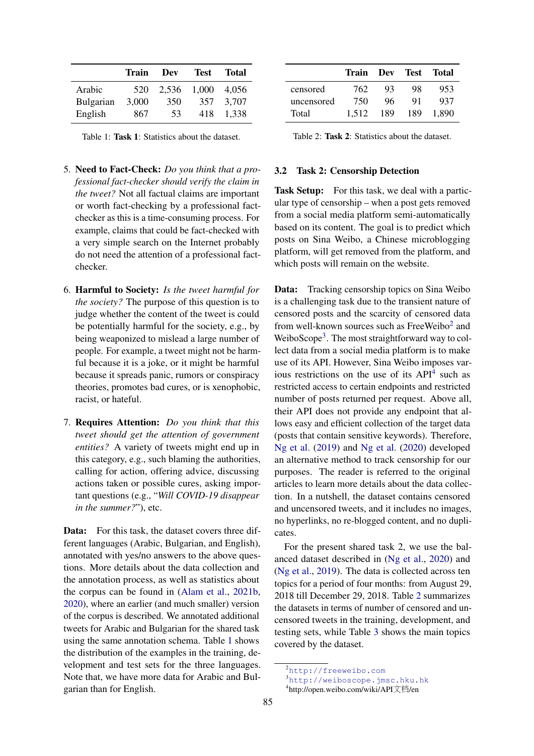|  | Train | Dev | Test | Total |
|---|---|---|---|---|
| Arabic | 520 | 2,536 | 1,000 | 4,056 |
| Bulgarian | 3,000 | 350 | 357 | 3,707 |
| English | 867 | 53 | 418 | 1,338 |

Table 1: **Task 1**: Statistics about the dataset.

|  | Train | Dev | Test | Total |
|---|---|---|---|---|
| censored | 762 | 93 | 98 | 953 |
| uncensored | 750 | 96 | 91 | 937 |
| Total | 1,512 | 189 | 189 | 1,890 |

Table 2: **Task 2**: Statistics about the dataset.

5. **Need to Fact-Check:** *Do you think that a professional fact-checker should verify the claim in the tweet?* Not all factual claims are important or worth fact-checking by a professional fact-checker as this is a time-consuming process. For example, claims that could be fact-checked with a very simple search on the Internet probably do not need the attention of a professional fact-checker.

6. **Harmful to Society:** *Is the tweet harmful for the society?* The purpose of this question is to judge whether the content of the tweet is could be potentially harmful for the society, e.g., by being weaponized to mislead a large number of people. For example, a tweet might not be harmful because it is a joke, or it might be harmful because it spreads panic, rumors or conspiracy theories, promotes bad cures, or is xenophobic, racist, or hateful.

7. **Requires Attention:** *Do you think that this tweet should get the attention of government entities?* A variety of tweets might end up in this category, e.g., such blaming the authorities, calling for action, offering advice, discussing actions taken or possible cures, asking important questions (e.g., "*Will COVID-19 disappear in the summer?*"), etc.

**Data:** For this task, the dataset covers three different languages (Arabic, Bulgarian, and English), annotated with yes/no answers to the above questions. More details about the data collection and the annotation process, as well as statistics about the corpus can be found in (Alam et al., 2021b, 2020), where an earlier (and much smaller) version of the corpus is described. We annotated additional tweets for Arabic and Bulgarian for the shared task using the same annotation schema. Table 1 shows the distribution of the examples in the training, development and test sets for the three languages. Note that, we have more data for Arabic and Bulgarian than for English.

### 3.2 Task 2: Censorship Detection

**Task Setup:** For this task, we deal with a particular type of censorship – when a post gets removed from a social media platform semi-automatically based on its content. The goal is to predict which posts on Sina Weibo, a Chinese microblogging platform, will get removed from the platform, and which posts will remain on the website.

**Data:** Tracking censorship topics on Sina Weibo is a challenging task due to the transient nature of censored posts and the scarcity of censored data from well-known sources such as FreeWeibo[2] and WeiboScope[3]. The most straightforward way to collect data from a social media platform is to make use of its API. However, Sina Weibo imposes various restrictions on the use of its API[4] such as restricted access to certain endpoints and restricted number of posts returned per request. Above all, their API does not provide any endpoint that allows easy and efficient collection of the target data (posts that contain sensitive keywords). Therefore, Ng et al. (2019) and Ng et al. (2020) developed an alternative method to track censorship for our purposes. The reader is referred to the original articles to learn more details about the data collection. In a nutshell, the dataset contains censored and uncensored tweets, and it includes no images, no hyperlinks, no re-blogged content, and no duplicates.

For the present shared task 2, we use the balanced dataset described in (Ng et al., 2020) and (Ng et al., 2019). The data is collected across ten topics for a period of four months: from August 29, 2018 till December 29, 2018. Table 2 summarizes the datasets in terms of number of censored and uncensored tweets in the training, development, and testing sets, while Table 3 shows the main topics covered by the dataset.

[2] http://freeweibo.com
[3] http://weiboscope.jmsc.hku.hk
[4] http://open.weibo.com/wiki/API文档/en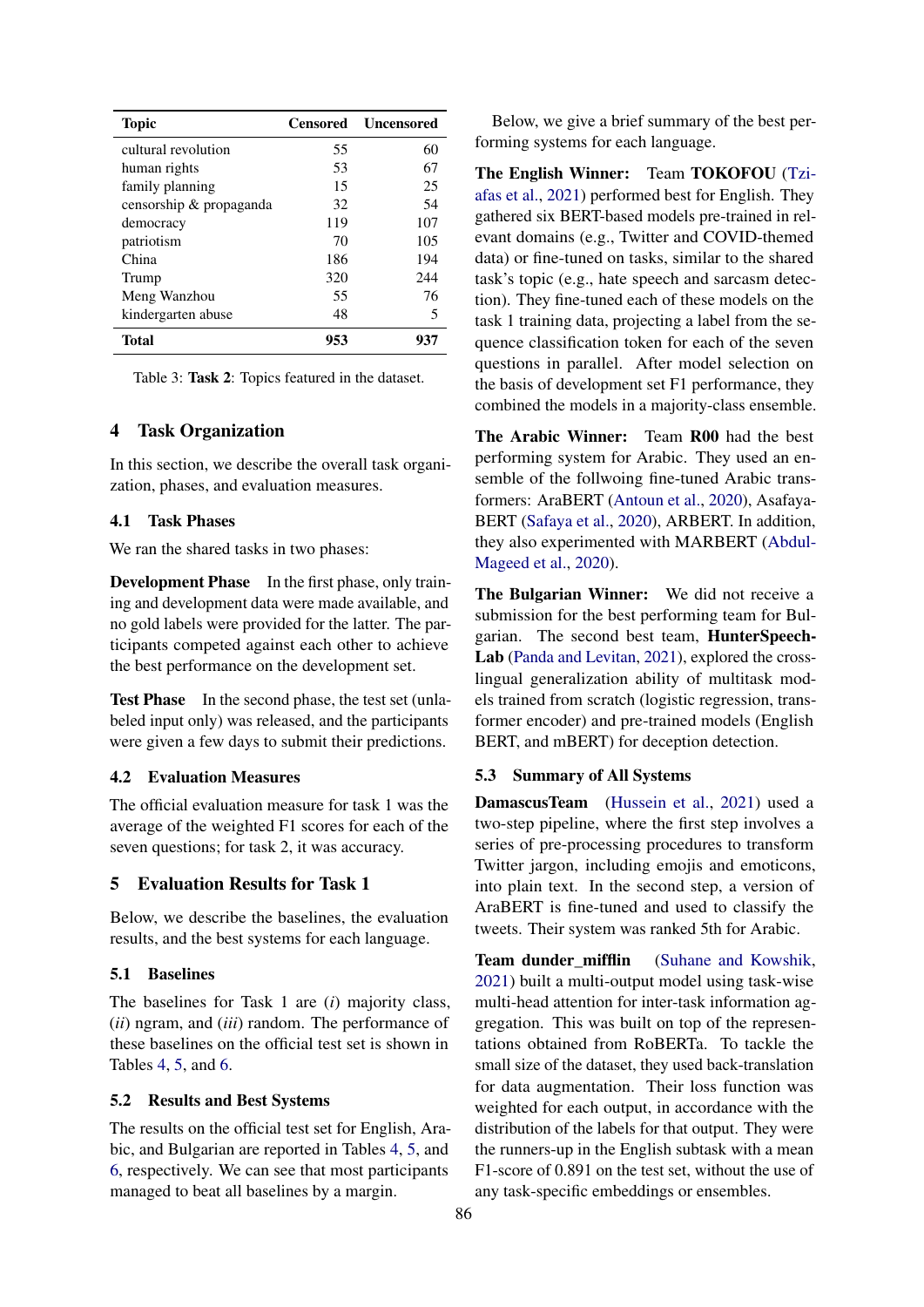| Topic | Censored | Uncensored |
|---|---|---|
| cultural revolution | 55 | 60 |
| human rights | 53 | 67 |
| family planning | 15 | 25 |
| censorship & propaganda | 32 | 54 |
| democracy | 119 | 107 |
| patriotism | 70 | 105 |
| China | 186 | 194 |
| Trump | 320 | 244 |
| Meng Wanzhou | 55 | 76 |
| kindergarten abuse | 48 | 5 |
| **Total** | **953** | **937** |

Table 3: **Task 2**: Topics featured in the dataset.

## 4 Task Organization

In this section, we describe the overall task organization, phases, and evaluation measures.

### 4.1 Task Phases

We ran the shared tasks in two phases:

**Development Phase** In the first phase, only training and development data were made available, and no gold labels were provided for the latter. The participants competed against each other to achieve the best performance on the development set.

**Test Phase** In the second phase, the test set (unlabeled input only) was released, and the participants were given a few days to submit their predictions.

### 4.2 Evaluation Measures

The official evaluation measure for task 1 was the average of the weighted F1 scores for each of the seven questions; for task 2, it was accuracy.

## 5 Evaluation Results for Task 1

Below, we describe the baselines, the evaluation results, and the best systems for each language.

### 5.1 Baselines

The baselines for Task 1 are (*i*) majority class, (*ii*) ngram, and (*iii*) random. The performance of these baselines on the official test set is shown in Tables 4, 5, and 6.

### 5.2 Results and Best Systems

The results on the official test set for English, Arabic, and Bulgarian are reported in Tables 4, 5, and 6, respectively. We can see that most participants managed to beat all baselines by a margin.

Below, we give a brief summary of the best performing systems for each language.

**The English Winner:** Team **TOKOFOU** (Tziafas et al., 2021) performed best for English. They gathered six BERT-based models pre-trained in relevant domains (e.g., Twitter and COVID-themed data) or fine-tuned on tasks, similar to the shared task's topic (e.g., hate speech and sarcasm detection). They fine-tuned each of these models on the task 1 training data, projecting a label from the sequence classification token for each of the seven questions in parallel. After model selection on the basis of development set F1 performance, they combined the models in a majority-class ensemble.

**The Arabic Winner:** Team **R00** had the best performing system for Arabic. They used an ensemble of the follwoing fine-tuned Arabic transformers: AraBERT (Antoun et al., 2020), AsafayaBERT (Safaya et al., 2020), ARBERT. In addition, they also experimented with MARBERT (Abdul-Mageed et al., 2020).

**The Bulgarian Winner:** We did not receive a submission for the best performing team for Bulgarian. The second best team, **HunterSpeechLab** (Panda and Levitan, 2021), explored the cross-lingual generalization ability of multitask models trained from scratch (logistic regression, transformer encoder) and pre-trained models (English BERT, and mBERT) for deception detection.

### 5.3 Summary of All Systems

**DamascusTeam** (Hussein et al., 2021) used a two-step pipeline, where the first step involves a series of pre-processing procedures to transform Twitter jargon, including emojis and emoticons, into plain text. In the second step, a version of AraBERT is fine-tuned and used to classify the tweets. Their system was ranked 5th for Arabic.

**Team dunder_mifflin** (Suhane and Kowshik, 2021) built a multi-output model using task-wise multi-head attention for inter-task information aggregation. This was built on top of the representations obtained from RoBERTa. To tackle the small size of the dataset, they used back-translation for data augmentation. Their loss function was weighted for each output, in accordance with the distribution of the labels for that output. They were the runners-up in the English subtask with a mean F1-score of 0.891 on the test set, without the use of any task-specific embeddings or ensembles.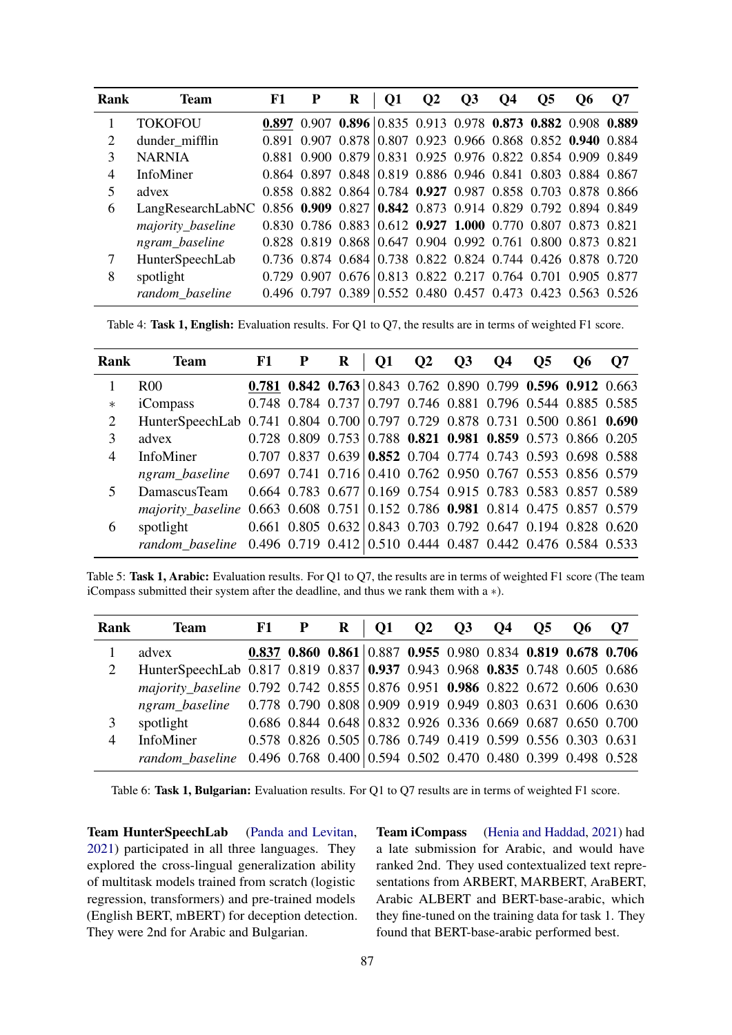| Rank | Team | F1 | P | R | Q1 | Q2 | Q3 | Q4 | Q5 | Q6 | Q7 |
|---|---|---|---|---|---|---|---|---|---|---|---|
| 1 | TOKOFOU | **0.897** | 0.907 | **0.896** | 0.835 | 0.913 | 0.978 | **0.873** | **0.882** | 0.908 | **0.889** |
| 2 | dunder_mifflin | 0.891 | 0.907 | 0.878 | 0.807 | 0.923 | 0.966 | 0.868 | 0.852 | **0.940** | 0.884 |
| 3 | NARNIA | 0.881 | 0.900 | 0.879 | 0.831 | 0.925 | 0.976 | 0.822 | 0.854 | 0.909 | 0.849 |
| 4 | InfoMiner | 0.864 | 0.897 | 0.848 | 0.819 | 0.886 | 0.946 | 0.841 | 0.803 | 0.884 | 0.867 |
| 5 | advex | 0.858 | 0.882 | 0.864 | 0.784 | **0.927** | 0.987 | 0.858 | 0.703 | 0.878 | 0.866 |
| 6 | LangResearchLabNC | 0.856 | **0.909** | 0.827 | **0.842** | 0.873 | 0.914 | 0.829 | 0.792 | 0.894 | 0.849 |
| | *majority_baseline* | 0.830 | 0.786 | 0.883 | 0.612 | **0.927** | **1.000** | 0.770 | 0.807 | 0.873 | 0.821 |
| | *ngram_baseline* | 0.828 | 0.819 | 0.868 | 0.647 | 0.904 | 0.992 | 0.761 | 0.800 | 0.873 | 0.821 |
| 7 | HunterSpeechLab | 0.736 | 0.874 | 0.684 | 0.738 | 0.822 | 0.824 | 0.744 | 0.426 | 0.878 | 0.720 |
| 8 | spotlight | 0.729 | 0.907 | 0.676 | 0.813 | 0.822 | 0.217 | 0.764 | 0.701 | 0.905 | 0.877 |
| | *random_baseline* | 0.496 | 0.797 | 0.389 | 0.552 | 0.480 | 0.457 | 0.473 | 0.423 | 0.563 | 0.526 |

Table 4: **Task 1, English:** Evaluation results. For Q1 to Q7, the results are in terms of weighted F1 score.

| Rank | Team | F1 | P | R | Q1 | Q2 | Q3 | Q4 | Q5 | Q6 | Q7 |
|---|---|---|---|---|---|---|---|---|---|---|---|
| 1 | R00 | **0.781** | **0.842** | **0.763** | 0.843 | 0.762 | 0.890 | 0.799 | **0.596** | **0.912** | 0.663 |
| * | iCompass | 0.748 | 0.784 | 0.737 | 0.797 | 0.746 | 0.881 | 0.796 | 0.544 | 0.885 | 0.585 |
| 2 | HunterSpeechLab | 0.741 | 0.804 | 0.700 | 0.797 | 0.729 | 0.878 | 0.731 | 0.500 | 0.861 | **0.690** |
| 3 | advex | 0.728 | 0.809 | 0.753 | 0.788 | **0.821** | **0.981** | **0.859** | 0.573 | 0.866 | 0.205 |
| 4 | InfoMiner | 0.707 | 0.837 | 0.639 | **0.852** | 0.704 | 0.774 | 0.743 | 0.593 | 0.698 | 0.588 |
| | *ngram_baseline* | 0.697 | 0.741 | 0.716 | 0.410 | 0.762 | 0.950 | 0.767 | 0.553 | 0.856 | 0.579 |
| 5 | DamascusTeam | 0.664 | 0.783 | 0.677 | 0.169 | 0.754 | 0.915 | 0.783 | 0.583 | 0.857 | 0.589 |
| | *majority_baseline* | 0.663 | 0.608 | 0.751 | 0.152 | 0.786 | **0.981** | 0.814 | 0.475 | 0.857 | 0.579 |
| 6 | spotlight | 0.661 | 0.805 | 0.632 | 0.843 | 0.703 | 0.792 | 0.647 | 0.194 | 0.828 | 0.620 |
| | *random_baseline* | 0.496 | 0.719 | 0.412 | 0.510 | 0.444 | 0.487 | 0.442 | 0.476 | 0.584 | 0.533 |

Table 5: **Task 1, Arabic:** Evaluation results. For Q1 to Q7, the results are in terms of weighted F1 score (The team iCompass submitted their system after the deadline, and thus we rank them with a *).

| Rank | Team | F1 | P | R | Q1 | Q2 | Q3 | Q4 | Q5 | Q6 | Q7 |
|---|---|---|---|---|---|---|---|---|---|---|---|
| 1 | advex | **0.837** | **0.860** | **0.861** | 0.887 | **0.955** | 0.980 | 0.834 | **0.819** | **0.678** | **0.706** |
| 2 | HunterSpeechLab | 0.817 | 0.819 | 0.837 | **0.937** | 0.943 | 0.968 | **0.835** | 0.748 | 0.605 | 0.686 |
| | *majority_baseline* | 0.792 | 0.742 | 0.855 | 0.876 | 0.951 | **0.986** | 0.822 | 0.672 | 0.606 | 0.630 |
| | *ngram_baseline* | 0.778 | 0.790 | 0.808 | 0.909 | 0.919 | 0.949 | 0.803 | 0.631 | 0.606 | 0.630 |
| 3 | spotlight | 0.686 | 0.844 | 0.648 | 0.832 | 0.926 | 0.336 | 0.669 | 0.687 | 0.650 | 0.700 |
| 4 | InfoMiner | 0.578 | 0.826 | 0.505 | 0.786 | 0.749 | 0.419 | 0.599 | 0.556 | 0.303 | 0.631 |
| | *random_baseline* | 0.496 | 0.768 | 0.400 | 0.594 | 0.502 | 0.470 | 0.480 | 0.399 | 0.498 | 0.528 |

Table 6: **Task 1, Bulgarian:** Evaluation results. For Q1 to Q7 results are in terms of weighted F1 score.

**Team HunterSpeechLab** (Panda and Levitan, 2021) participated in all three languages. They explored the cross-lingual generalization ability of multitask models trained from scratch (logistic regression, transformers) and pre-trained models (English BERT, mBERT) for deception detection. They were 2nd for Arabic and Bulgarian.

**Team iCompass** (Henia and Haddad, 2021) had a late submission for Arabic, and would have ranked 2nd. They used contextualized text representations from ARBERT, MARBERT, AraBERT, Arabic ALBERT and BERT-base-arabic, which they fine-tuned on the training data for task 1. They found that BERT-base-arabic performed best.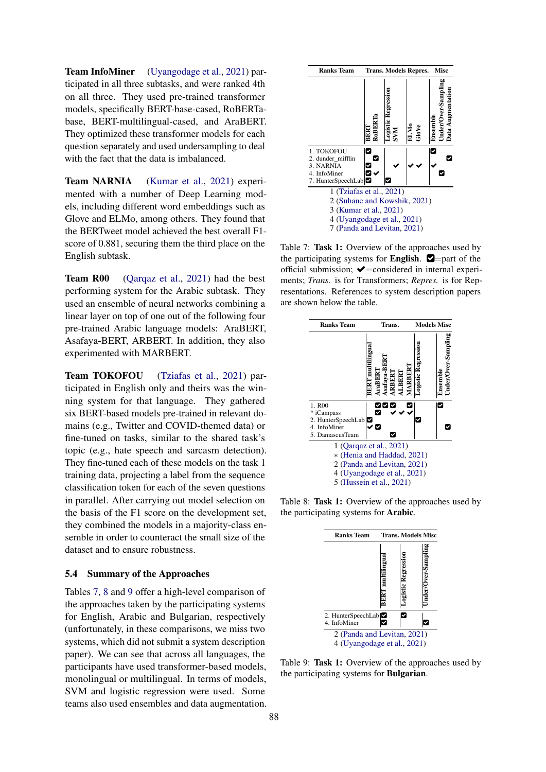**Team InfoMiner** (Uyangodage et al., 2021) participated in all three subtasks, and were ranked 4th on all three. They used pre-trained transformer models, specifically BERT-base-cased, RoBERTa-base, BERT-multilingual-cased, and AraBERT. They optimized these transformer models for each question separately and used undersampling to deal with the fact that the data is imbalanced.

**Team NARNIA** (Kumar et al., 2021) experimented with a number of Deep Learning models, including different word embeddings such as Glove and ELMo, among others. They found that the BERTweet model achieved the best overall F1-score of 0.881, securing them the third place on the English subtask.

**Team R00** (Qarqaz et al., 2021) had the best performing system for the Arabic subtask. They used an ensemble of neural networks combining a linear layer on top of one out of the following four pre-trained Arabic language models: AraBERT, Asafaya-BERT, ARBERT. In addition, they also experimented with MARBERT.

**Team TOKOFOU** (Tziafas et al., 2021) participated in English only and theirs was the winning system for that language. They gathered six BERT-based models pre-trained in relevant domains (e.g., Twitter and COVID-themed data) or fine-tuned on tasks, similar to the shared task's topic (e.g., hate speech and sarcasm detection). They fine-tuned each of these models on the task 1 training data, projecting a label from the sequence classification token for each of the seven questions in parallel. After carrying out model selection on the basis of the F1 score on the development set, they combined the models in a majority-class ensemble in order to counteract the small size of the dataset and to ensure robustness.

## 5.4 Summary of the Approaches

Tables 7, 8 and 9 offer a high-level comparison of the approaches taken by the participating systems for English, Arabic and Bulgarian, respectively (unfortunately, in these comparisons, we miss two systems, which did not submit a system description paper). We can see that across all languages, the participants have used transformer-based models, monolingual or multilingual. In terms of models, SVM and logistic regression were used. Some teams also used ensembles and data augmentation.

| Ranks Team | Trans. | | Models | | Repres. | | Misc | | |
|---|---|---|---|---|---|---|---|---|---|
| | BERT | RoBERTa | Logistic Regression | SVM | ELMo | GloVe | Ensemble | Under/Over-Sampling | Data Augmentation |
| 1. TOKOFOU | ☑ | | | | | | ☑ | | |
| 2. dunder_mifflin | | ☑ | | | | | | | ☑ |
| 3. NARNIA | ☑ | | | ✓ | ✓ | ✓ | ✓ | | |
| 4. InfoMiner | ☑ | ✓ | | | | | | ☑ | |
| 7. HunterSpeechLab | ☑ | | ☑ | | | | | | |

1 (Tziafas et al., 2021)
2 (Suhane and Kowshik, 2021)
3 (Kumar et al., 2021)
4 (Uyangodage et al., 2021)
7 (Panda and Levitan, 2021)

Table 7: **Task 1:** Overview of the approaches used by the participating systems for **English**. ☑=part of the official submission; ✓=considered in internal experiments; *Trans.* is for Transformers; *Repres.* is for Representations. References to system description papers are shown below the table.

| Ranks Team | Trans. | | | | | | Models | Misc | |
|---|---|---|---|---|---|---|---|---|---|
| | BERT multilingual | AraBERT | Asafaya-BERT | ARBERT | ALBERT | MARBERT | Logistic Regression | Ensemble | Under/Over-Sampling |
| 1. R00 | | ☑ | ☑ | ☑ | | ☑ | | ☑ | |
| * iCampass | | ☑ | | ✓ | ✓ | ✓ | | | |
| 2. HunterSpeechLab | ☑ | | | | | | ☑ | | |
| 4. InfoMiner | ✓ | ☑ | | | | | | | ☑ |
| 5. DamascusTeam | | | | ☑ | | | | | |

1 (Qarqaz et al., 2021)
∗ (Henia and Haddad, 2021)
2 (Panda and Levitan, 2021)
4 (Uyangodage et al., 2021)
5 (Hussein et al., 2021)

Table 8: **Task 1:** Overview of the approaches used by the participating systems for **Arabic**.

| Ranks Team | Trans. | Models | Misc |
|---|---|---|---|
| | BERT multilingual | Logistic Regression | Under/Over-Sampling |
| 2. HunterSpeechLab | ☑ | ☑ | |
| 4. InfoMiner | ☑ | | ☑ |

2 (Panda and Levitan, 2021)
4 (Uyangodage et al., 2021)

Table 9: **Task 1:** Overview of the approaches used by the participating systems for **Bulgarian**.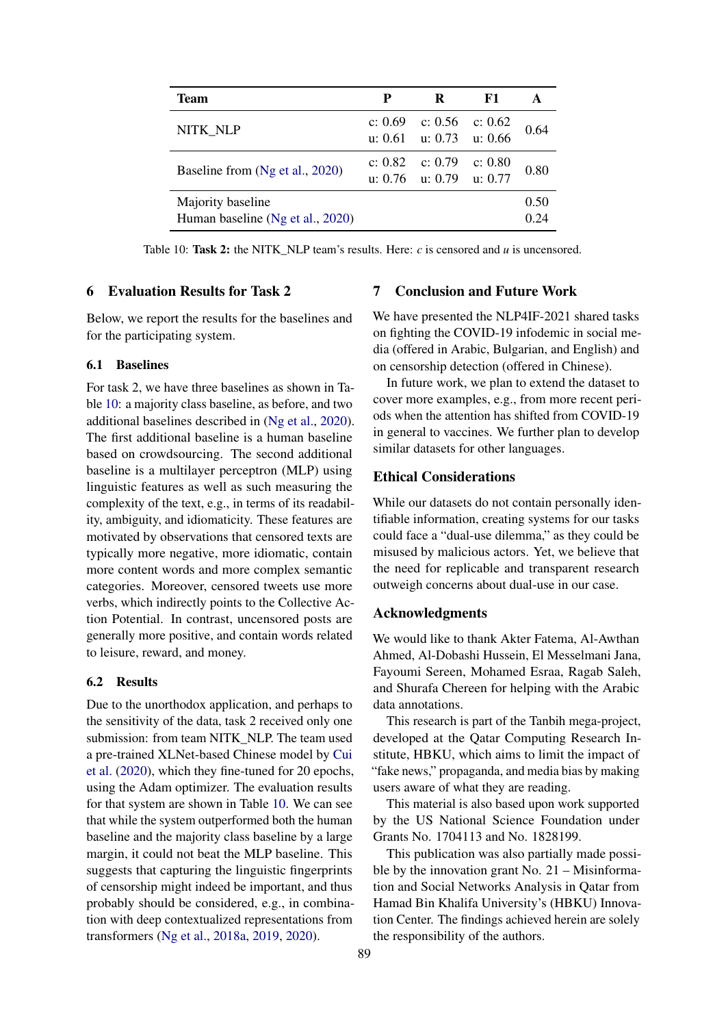| Team | P | R | F1 | A |
|---|---|---|---|---|
| NITK_NLP | c: 0.69<br>u: 0.61 | c: 0.56<br>u: 0.73 | c: 0.62<br>u: 0.66 | 0.64 |
| Baseline from (Ng et al., 2020) | c: 0.82<br>u: 0.76 | c: 0.79<br>u: 0.79 | c: 0.80<br>u: 0.77 | 0.80 |
| Majority baseline | | | | 0.50 |
| Human baseline (Ng et al., 2020) | | | | 0.24 |

Table 10: **Task 2:** the NITK_NLP team's results. Here: *c* is censored and *u* is uncensored.

## 6 Evaluation Results for Task 2

Below, we report the results for the baselines and for the participating system.

### 6.1 Baselines

For task 2, we have three baselines as shown in Table 10: a majority class baseline, as before, and two additional baselines described in (Ng et al., 2020). The first additional baseline is a human baseline based on crowdsourcing. The second additional baseline is a multilayer perceptron (MLP) using linguistic features as well as such measuring the complexity of the text, e.g., in terms of its readability, ambiguity, and idiomaticity. These features are motivated by observations that censored texts are typically more negative, more idiomatic, contain more content words and more complex semantic categories. Moreover, censored tweets use more verbs, which indirectly points to the Collective Action Potential. In contrast, uncensored posts are generally more positive, and contain words related to leisure, reward, and money.

### 6.2 Results

Due to the unorthodox application, and perhaps to the sensitivity of the data, task 2 received only one submission: from team NITK_NLP. The team used a pre-trained XLNet-based Chinese model by Cui et al. (2020), which they fine-tuned for 20 epochs, using the Adam optimizer. The evaluation results for that system are shown in Table 10. We can see that while the system outperformed both the human baseline and the majority class baseline by a large margin, it could not beat the MLP baseline. This suggests that capturing the linguistic fingerprints of censorship might indeed be important, and thus probably should be considered, e.g., in combination with deep contextualized representations from transformers (Ng et al., 2018a, 2019, 2020).

## 7 Conclusion and Future Work

We have presented the NLP4IF-2021 shared tasks on fighting the COVID-19 infodemic in social media (offered in Arabic, Bulgarian, and English) and on censorship detection (offered in Chinese).

In future work, we plan to extend the dataset to cover more examples, e.g., from more recent periods when the attention has shifted from COVID-19 in general to vaccines. We further plan to develop similar datasets for other languages.

## Ethical Considerations

While our datasets do not contain personally identifiable information, creating systems for our tasks could face a "dual-use dilemma," as they could be misused by malicious actors. Yet, we believe that the need for replicable and transparent research outweigh concerns about dual-use in our case.

## Acknowledgments

We would like to thank Akter Fatema, Al-Awthan Ahmed, Al-Dobashi Hussein, El Messelmani Jana, Fayoumi Sereen, Mohamed Esraa, Ragab Saleh, and Shurafa Chereen for helping with the Arabic data annotations.

This research is part of the Tanbih mega-project, developed at the Qatar Computing Research Institute, HBKU, which aims to limit the impact of "fake news," propaganda, and media bias by making users aware of what they are reading.

This material is also based upon work supported by the US National Science Foundation under Grants No. 1704113 and No. 1828199.

This publication was also partially made possible by the innovation grant No. 21 – Misinformation and Social Networks Analysis in Qatar from Hamad Bin Khalifa University's (HBKU) Innovation Center. The findings achieved herein are solely the responsibility of the authors.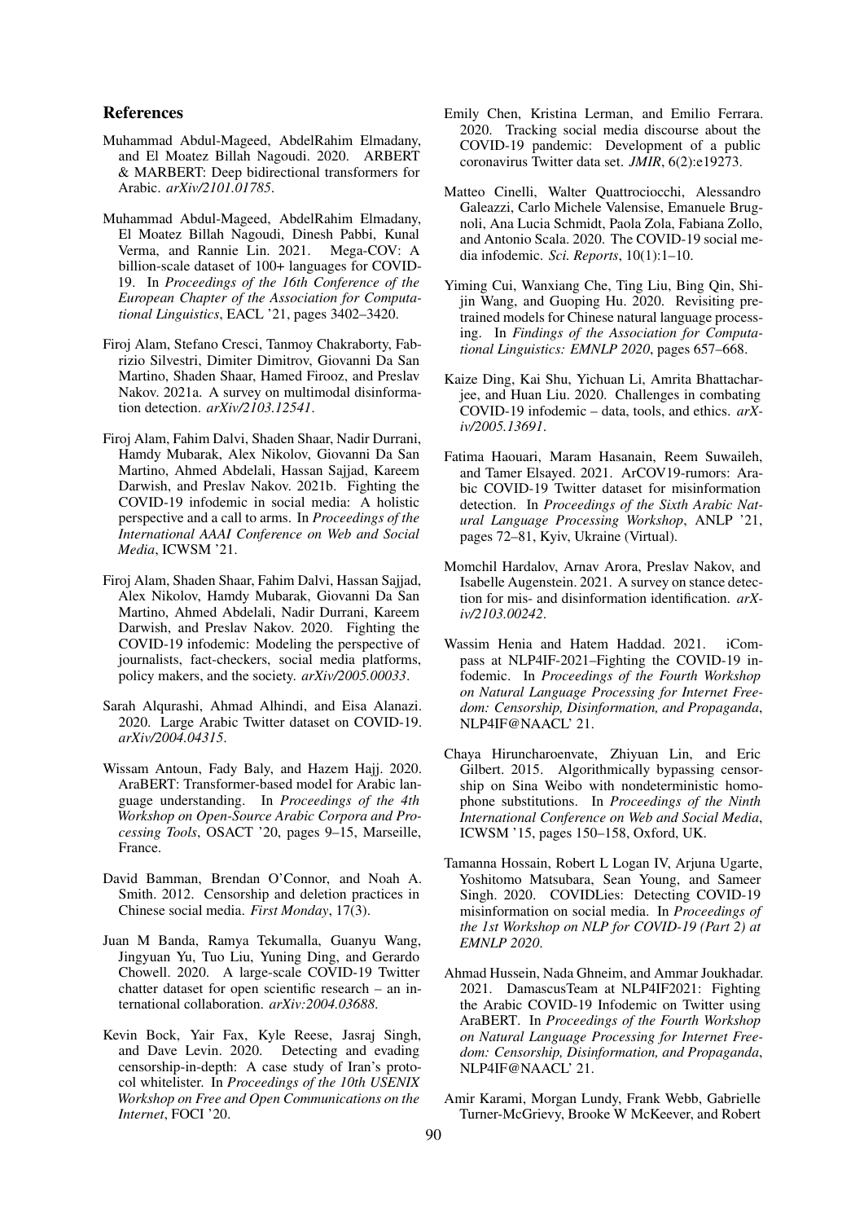## References

Muhammad Abdul-Mageed, AbdelRahim Elmadany, and El Moatez Billah Nagoudi. 2020. ARBERT & MARBERT: Deep bidirectional transformers for Arabic. *arXiv/2101.01785*.

Muhammad Abdul-Mageed, AbdelRahim Elmadany, El Moatez Billah Nagoudi, Dinesh Pabbi, Kunal Verma, and Rannie Lin. 2021. Mega-COV: A billion-scale dataset of 100+ languages for COVID-19. In *Proceedings of the 16th Conference of the European Chapter of the Association for Computational Linguistics*, EACL '21, pages 3402–3420.

Firoj Alam, Stefano Cresci, Tanmoy Chakraborty, Fabrizio Silvestri, Dimiter Dimitrov, Giovanni Da San Martino, Shaden Shaar, Hamed Firooz, and Preslav Nakov. 2021a. A survey on multimodal disinformation detection. *arXiv/2103.12541*.

Firoj Alam, Fahim Dalvi, Shaden Shaar, Nadir Durrani, Hamdy Mubarak, Alex Nikolov, Giovanni Da San Martino, Ahmed Abdelali, Hassan Sajjad, Kareem Darwish, and Preslav Nakov. 2021b. Fighting the COVID-19 infodemic in social media: A holistic perspective and a call to arms. In *Proceedings of the International AAAI Conference on Web and Social Media*, ICWSM '21.

Firoj Alam, Shaden Shaar, Fahim Dalvi, Hassan Sajjad, Alex Nikolov, Hamdy Mubarak, Giovanni Da San Martino, Ahmed Abdelali, Nadir Durrani, Kareem Darwish, and Preslav Nakov. 2020. Fighting the COVID-19 infodemic: Modeling the perspective of journalists, fact-checkers, social media platforms, policy makers, and the society. *arXiv/2005.00033*.

Sarah Alqurashi, Ahmad Alhindi, and Eisa Alanazi. 2020. Large Arabic Twitter dataset on COVID-19. *arXiv/2004.04315*.

Wissam Antoun, Fady Baly, and Hazem Hajj. 2020. AraBERT: Transformer-based model for Arabic language understanding. In *Proceedings of the 4th Workshop on Open-Source Arabic Corpora and Processing Tools*, OSACT '20, pages 9–15, Marseille, France.

David Bamman, Brendan O'Connor, and Noah A. Smith. 2012. Censorship and deletion practices in Chinese social media. *First Monday*, 17(3).

Juan M Banda, Ramya Tekumalla, Guanyu Wang, Jingyuan Yu, Tuo Liu, Yuning Ding, and Gerardo Chowell. 2020. A large-scale COVID-19 Twitter chatter dataset for open scientific research – an international collaboration. *arXiv:2004.03688*.

Kevin Bock, Yair Fax, Kyle Reese, Jasraj Singh, and Dave Levin. 2020. Detecting and evading censorship-in-depth: A case study of Iran's protocol whitelister. In *Proceedings of the 10th USENIX Workshop on Free and Open Communications on the Internet*, FOCI '20.

Emily Chen, Kristina Lerman, and Emilio Ferrara. 2020. Tracking social media discourse about the COVID-19 pandemic: Development of a public coronavirus Twitter data set. *JMIR*, 6(2):e19273.

Matteo Cinelli, Walter Quattrociocchi, Alessandro Galeazzi, Carlo Michele Valensise, Emanuele Brugnoli, Ana Lucia Schmidt, Paola Zola, Fabiana Zollo, and Antonio Scala. 2020. The COVID-19 social media infodemic. *Sci. Reports*, 10(1):1–10.

Yiming Cui, Wanxiang Che, Ting Liu, Bing Qin, Shijin Wang, and Guoping Hu. 2020. Revisiting pretrained models for Chinese natural language processing. In *Findings of the Association for Computational Linguistics: EMNLP 2020*, pages 657–668.

Kaize Ding, Kai Shu, Yichuan Li, Amrita Bhattacharjee, and Huan Liu. 2020. Challenges in combating COVID-19 infodemic – data, tools, and ethics. *arXiv/2005.13691*.

Fatima Haouari, Maram Hasanain, Reem Suwaileh, and Tamer Elsayed. 2021. ArCOV19-rumors: Arabic COVID-19 Twitter dataset for misinformation detection. In *Proceedings of the Sixth Arabic Natural Language Processing Workshop*, ANLP '21, pages 72–81, Kyiv, Ukraine (Virtual).

Momchil Hardalov, Arnav Arora, Preslav Nakov, and Isabelle Augenstein. 2021. A survey on stance detection for mis- and disinformation identification. *arXiv/2103.00242*.

Wassim Henia and Hatem Haddad. 2021. iCompass at NLP4IF-2021–Fighting the COVID-19 infodemic. In *Proceedings of the Fourth Workshop on Natural Language Processing for Internet Freedom: Censorship, Disinformation, and Propaganda*, NLP4IF@NAACL' 21.

Chaya Hiruncharoenvate, Zhiyuan Lin, and Eric Gilbert. 2015. Algorithmically bypassing censorship on Sina Weibo with nondeterministic homophone substitutions. In *Proceedings of the Ninth International Conference on Web and Social Media*, ICWSM '15, pages 150–158, Oxford, UK.

Tamanna Hossain, Robert L Logan IV, Arjuna Ugarte, Yoshitomo Matsubara, Sean Young, and Sameer Singh. 2020. COVIDLies: Detecting COVID-19 misinformation on social media. In *Proceedings of the 1st Workshop on NLP for COVID-19 (Part 2) at EMNLP 2020*.

Ahmad Hussein, Nada Ghneim, and Ammar Joukhadar. 2021. DamascusTeam at NLP4IF2021: Fighting the Arabic COVID-19 Infodemic on Twitter using AraBERT. In *Proceedings of the Fourth Workshop on Natural Language Processing for Internet Freedom: Censorship, Disinformation, and Propaganda*, NLP4IF@NAACL' 21.

Amir Karami, Morgan Lundy, Frank Webb, Gabrielle Turner-McGrievy, Brooke W McKeever, and Robert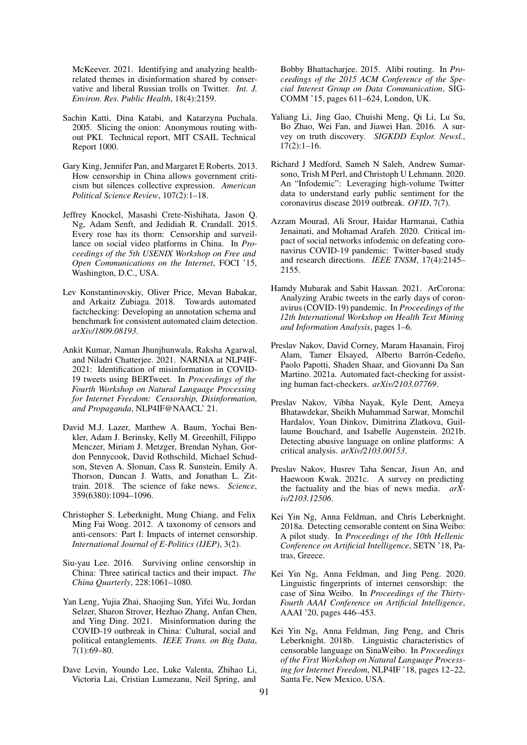McKeever. 2021. Identifying and analyzing health-related themes in disinformation shared by conservative and liberal Russian trolls on Twitter. *Int. J. Environ. Res. Public Health*, 18(4):2159.

Sachin Katti, Dina Katabi, and Katarzyna Puchala. 2005. Slicing the onion: Anonymous routing without PKI. Technical report, MIT CSAIL Technical Report 1000.

Gary King, Jennifer Pan, and Margaret E Roberts. 2013. How censorship in China allows government criticism but silences collective expression. *American Political Science Review*, 107(2):1–18.

Jeffrey Knockel, Masashi Crete-Nishihata, Jason Q. Ng, Adam Senft, and Jedidiah R. Crandall. 2015. Every rose has its thorn: Censorship and surveillance on social video platforms in China. In *Proceedings of the 5th USENIX Workshop on Free and Open Communications on the Internet*, FOCI '15, Washington, D.C., USA.

Lev Konstantinovskiy, Oliver Price, Mevan Babakar, and Arkaitz Zubiaga. 2018. Towards automated factchecking: Developing an annotation schema and benchmark for consistent automated claim detection. *arXiv/1809.08193*.

Ankit Kumar, Naman Jhunjhunwala, Raksha Agarwal, and Niladri Chatterjee. 2021. NARNIA at NLP4IF-2021: Identification of misinformation in COVID-19 tweets using BERTweet. In *Proceedings of the Fourth Workshop on Natural Language Processing for Internet Freedom: Censorship, Disinformation, and Propaganda*, NLP4IF@NAACL' 21.

David M.J. Lazer, Matthew A. Baum, Yochai Benkler, Adam J. Berinsky, Kelly M. Greenhill, Filippo Menczer, Miriam J. Metzger, Brendan Nyhan, Gordon Pennycook, David Rothschild, Michael Schudson, Steven A. Sloman, Cass R. Sunstein, Emily A. Thorson, Duncan J. Watts, and Jonathan L. Zittrain. 2018. The science of fake news. *Science*, 359(6380):1094–1096.

Christopher S. Leberknight, Mung Chiang, and Felix Ming Fai Wong. 2012. A taxonomy of censors and anti-censors: Part I: Impacts of internet censorship. *International Journal of E-Politics (IJEP)*, 3(2).

Siu-yau Lee. 2016. Surviving online censorship in China: Three satirical tactics and their impact. *The China Quarterly*, 228:1061–1080.

Yan Leng, Yujia Zhai, Shaojing Sun, Yifei Wu, Jordan Selzer, Sharon Strover, Hezhao Zhang, Anfan Chen, and Ying Ding. 2021. Misinformation during the COVID-19 outbreak in China: Cultural, social and political entanglements. *IEEE Trans. on Big Data*, 7(1):69–80.

Dave Levin, Youndo Lee, Luke Valenta, Zhihao Li, Victoria Lai, Cristian Lumezanu, Neil Spring, and Bobby Bhattacharjee. 2015. Alibi routing. In *Proceedings of the 2015 ACM Conference of the Special Interest Group on Data Communication*, SIGCOMM '15, pages 611–624, London, UK.

Yaliang Li, Jing Gao, Chuishi Meng, Qi Li, Lu Su, Bo Zhao, Wei Fan, and Jiawei Han. 2016. A survey on truth discovery. *SIGKDD Explor. Newsl.*, 17(2):1–16.

Richard J Medford, Sameh N Saleh, Andrew Sumarsono, Trish M Perl, and Christoph U Lehmann. 2020. An "Infodemic": Leveraging high-volume Twitter data to understand early public sentiment for the coronavirus disease 2019 outbreak. *OFID*, 7(7).

Azzam Mourad, Ali Srour, Haidar Harmanai, Cathia Jenainati, and Mohamad Arafeh. 2020. Critical impact of social networks infodemic on defeating coronavirus COVID-19 pandemic: Twitter-based study and research directions. *IEEE TNSM*, 17(4):2145–2155.

Hamdy Mubarak and Sabit Hassan. 2021. ArCorona: Analyzing Arabic tweets in the early days of coronavirus (COVID-19) pandemic. In *Proceedings of the 12th International Workshop on Health Text Mining and Information Analysis*, pages 1–6.

Preslav Nakov, David Corney, Maram Hasanain, Firoj Alam, Tamer Elsayed, Alberto Barrón-Cedeño, Paolo Papotti, Shaden Shaar, and Giovanni Da San Martino. 2021a. Automated fact-checking for assisting human fact-checkers. *arXiv/2103.07769*.

Preslav Nakov, Vibha Nayak, Kyle Dent, Ameya Bhatawdekar, Sheikh Muhammad Sarwar, Momchil Hardalov, Yoan Dinkov, Dimitrina Zlatkova, Guillaume Bouchard, and Isabelle Augenstein. 2021b. Detecting abusive language on online platforms: A critical analysis. *arXiv/2103.00153*.

Preslav Nakov, Husrev Taha Sencar, Jisun An, and Haewoon Kwak. 2021c. A survey on predicting the factuality and the bias of news media. *arXiv/2103.12506*.

Kei Yin Ng, Anna Feldman, and Chris Leberknight. 2018a. Detecting censorable content on Sina Weibo: A pilot study. In *Proceedings of the 10th Hellenic Conference on Artificial Intelligence*, SETN '18, Patras, Greece.

Kei Yin Ng, Anna Feldman, and Jing Peng. 2020. Linguistic fingerprints of internet censorship: the case of Sina Weibo. In *Proceedings of the Thirty-Fourth AAAI Conference on Artificial Intelligence*, AAAI '20, pages 446–453.

Kei Yin Ng, Anna Feldman, Jing Peng, and Chris Leberknight. 2018b. Linguistic characteristics of censorable language on SinaWeibo. In *Proceedings of the First Workshop on Natural Language Processing for Internet Freedom*, NLP4IF '18, pages 12–22, Santa Fe, New Mexico, USA.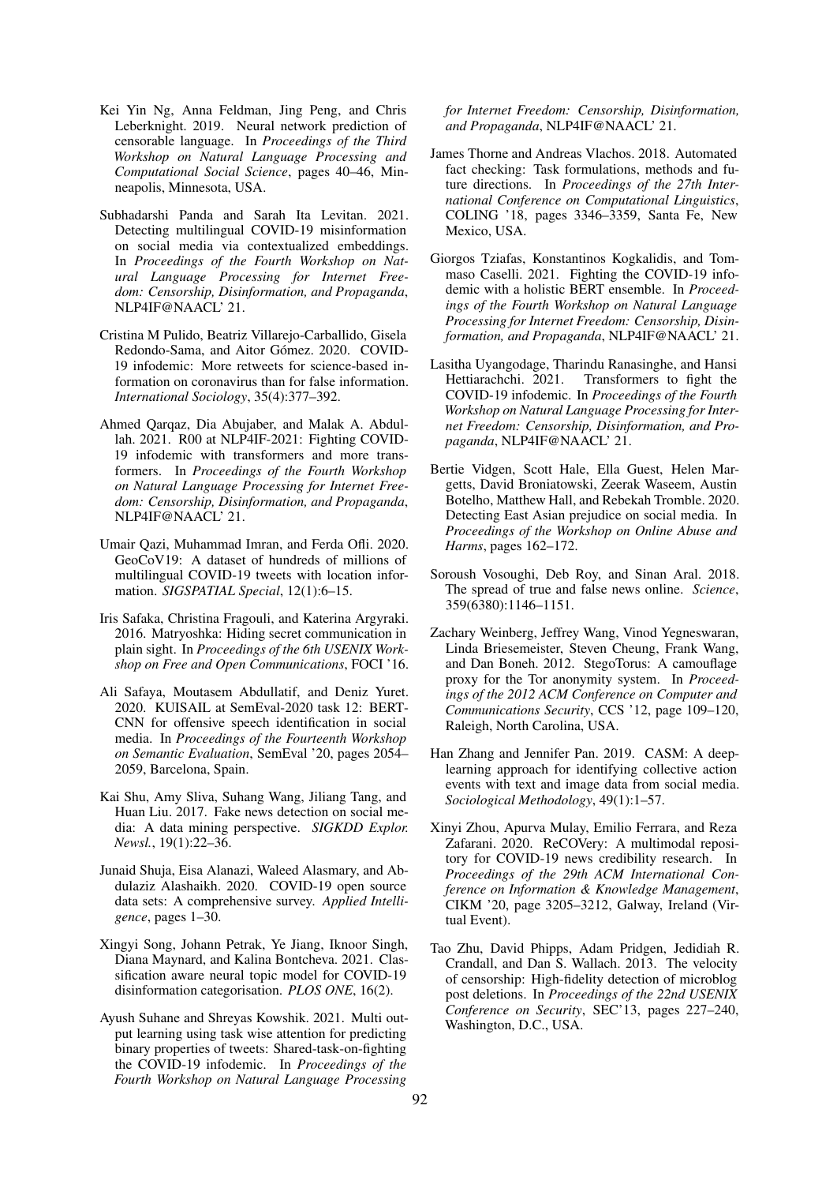Kei Yin Ng, Anna Feldman, Jing Peng, and Chris Leberknight. 2019. Neural network prediction of censorable language. In *Proceedings of the Third Workshop on Natural Language Processing and Computational Social Science*, pages 40–46, Minneapolis, Minnesota, USA.

Subhadarshi Panda and Sarah Ita Levitan. 2021. Detecting multilingual COVID-19 misinformation on social media via contextualized embeddings. In *Proceedings of the Fourth Workshop on Natural Language Processing for Internet Freedom: Censorship, Disinformation, and Propaganda*, NLP4IF@NAACL' 21.

Cristina M Pulido, Beatriz Villarejo-Carballido, Gisela Redondo-Sama, and Aitor Gómez. 2020. COVID-19 infodemic: More retweets for science-based information on coronavirus than for false information. *International Sociology*, 35(4):377–392.

Ahmed Qarqaz, Dia Abujaber, and Malak A. Abdullah. 2021. R00 at NLP4IF-2021: Fighting COVID-19 infodemic with transformers and more transformers. In *Proceedings of the Fourth Workshop on Natural Language Processing for Internet Freedom: Censorship, Disinformation, and Propaganda*, NLP4IF@NAACL' 21.

Umair Qazi, Muhammad Imran, and Ferda Ofli. 2020. GeoCoV19: A dataset of hundreds of millions of multilingual COVID-19 tweets with location information. *SIGSPATIAL Special*, 12(1):6–15.

Iris Safaka, Christina Fragouli, and Katerina Argyraki. 2016. Matryoshka: Hiding secret communication in plain sight. In *Proceedings of the 6th USENIX Workshop on Free and Open Communications*, FOCI '16.

Ali Safaya, Moutasem Abdullatif, and Deniz Yuret. 2020. KUISAIL at SemEval-2020 task 12: BERT-CNN for offensive speech identification in social media. In *Proceedings of the Fourteenth Workshop on Semantic Evaluation*, SemEval '20, pages 2054–2059, Barcelona, Spain.

Kai Shu, Amy Sliva, Suhang Wang, Jiliang Tang, and Huan Liu. 2017. Fake news detection on social media: A data mining perspective. *SIGKDD Explor. Newsl.*, 19(1):22–36.

Junaid Shuja, Eisa Alanazi, Waleed Alasmary, and Abdulaziz Alashaikh. 2020. COVID-19 open source data sets: A comprehensive survey. *Applied Intelligence*, pages 1–30.

Xingyi Song, Johann Petrak, Ye Jiang, Iknoor Singh, Diana Maynard, and Kalina Bontcheva. 2021. Classification aware neural topic model for COVID-19 disinformation categorisation. *PLOS ONE*, 16(2).

Ayush Suhane and Shreyas Kowshik. 2021. Multi output learning using task wise attention for predicting binary properties of tweets: Shared-task-on-fighting the COVID-19 infodemic. In *Proceedings of the Fourth Workshop on Natural Language Processing for Internet Freedom: Censorship, Disinformation, and Propaganda*, NLP4IF@NAACL' 21.

James Thorne and Andreas Vlachos. 2018. Automated fact checking: Task formulations, methods and future directions. In *Proceedings of the 27th International Conference on Computational Linguistics*, COLING '18, pages 3346–3359, Santa Fe, New Mexico, USA.

Giorgos Tziafas, Konstantinos Kogkalidis, and Tommaso Caselli. 2021. Fighting the COVID-19 infodemic with a holistic BERT ensemble. In *Proceedings of the Fourth Workshop on Natural Language Processing for Internet Freedom: Censorship, Disinformation, and Propaganda*, NLP4IF@NAACL' 21.

Lasitha Uyangodage, Tharindu Ranasinghe, and Hansi Hettiarachchi. 2021. Transformers to fight the COVID-19 infodemic. In *Proceedings of the Fourth Workshop on Natural Language Processing for Internet Freedom: Censorship, Disinformation, and Propaganda*, NLP4IF@NAACL' 21.

Bertie Vidgen, Scott Hale, Ella Guest, Helen Margetts, David Broniatowski, Zeerak Waseem, Austin Botelho, Matthew Hall, and Rebekah Tromble. 2020. Detecting East Asian prejudice on social media. In *Proceedings of the Workshop on Online Abuse and Harms*, pages 162–172.

Soroush Vosoughi, Deb Roy, and Sinan Aral. 2018. The spread of true and false news online. *Science*, 359(6380):1146–1151.

Zachary Weinberg, Jeffrey Wang, Vinod Yegneswaran, Linda Briesemeister, Steven Cheung, Frank Wang, and Dan Boneh. 2012. StegoTorus: A camouflage proxy for the Tor anonymity system. In *Proceedings of the 2012 ACM Conference on Computer and Communications Security*, CCS '12, page 109–120, Raleigh, North Carolina, USA.

Han Zhang and Jennifer Pan. 2019. CASM: A deep-learning approach for identifying collective action events with text and image data from social media. *Sociological Methodology*, 49(1):1–57.

Xinyi Zhou, Apurva Mulay, Emilio Ferrara, and Reza Zafarani. 2020. ReCOVery: A multimodal repository for COVID-19 news credibility research. In *Proceedings of the 29th ACM International Conference on Information & Knowledge Management*, CIKM '20, page 3205–3212, Galway, Ireland (Virtual Event).

Tao Zhu, David Phipps, Adam Pridgen, Jedidiah R. Crandall, and Dan S. Wallach. 2013. The velocity of censorship: High-fidelity detection of microblog post deletions. In *Proceedings of the 22nd USENIX Conference on Security*, SEC'13, pages 227–240, Washington, D.C., USA.